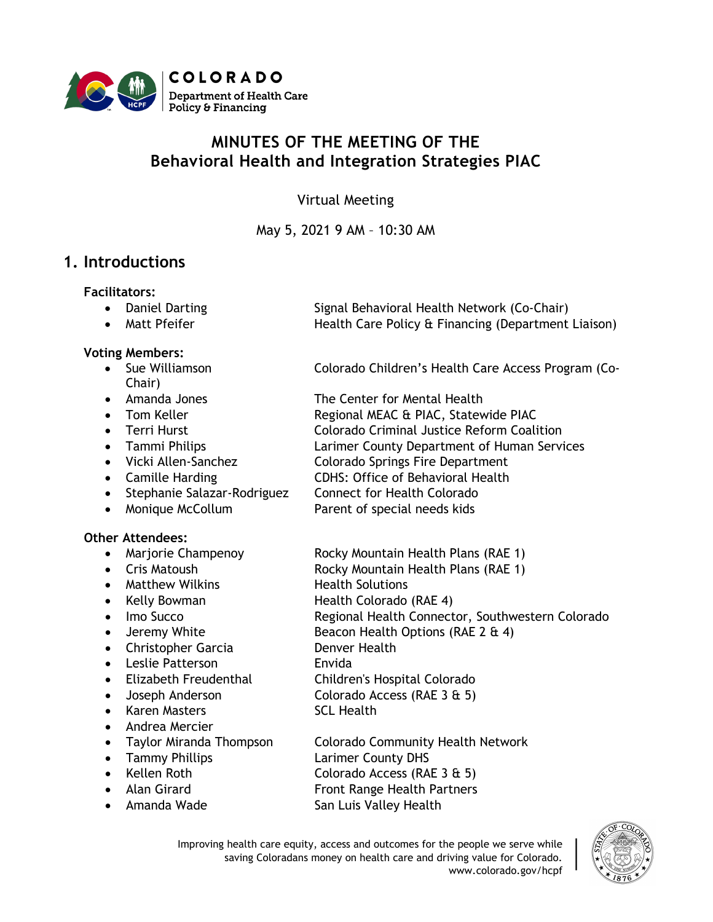# MINUTES OF THE MEETING OF THE Behavioral Health and Integration Strategies PIAC

Virtual Meeting

May 5, 2021 9 AM – 10:30 AM

## 1. Introductions

**Facilitators:**

- Daniel Darting — Signal Behavioral Health Network (Co-Chair)
- Matt Pfeifer — Health Care Policy & Financing (Department Liaison)

**Voting Members:**

- Sue Williamson — Colorado Children's Health Care Access Program (Co-Chair)
- Amanda Jones — The Center for Mental Health
- Tom Keller — Regional MEAC & PIAC, Statewide PIAC
- Terri Hurst — Colorado Criminal Justice Reform Coalition
- Tammi Philips — Larimer County Department of Human Services
- Vicki Allen-Sanchez — Colorado Springs Fire Department
- Camille Harding — CDHS: Office of Behavioral Health
- Stephanie Salazar-Rodriguez — Connect for Health Colorado
- Monique McCollum — Parent of special needs kids

**Other Attendees:**

- Marjorie Champenoy — Rocky Mountain Health Plans (RAE 1)
- Cris Matoush — Rocky Mountain Health Plans (RAE 1)
- Matthew Wilkins — Health Solutions
- Kelly Bowman — Health Colorado (RAE 4)
- Imo Succo — Regional Health Connector, Southwestern Colorado
- Jeremy White — Beacon Health Options (RAE 2 & 4)
- Christopher Garcia — Denver Health
- Leslie Patterson — Envida
- Elizabeth Freudenthal — Children's Hospital Colorado
- Joseph Anderson — Colorado Access (RAE 3 & 5)
- Karen Masters — SCL Health
- Andrea Mercier
- Taylor Miranda Thompson — Colorado Community Health Network
- Tammy Phillips — Larimer County DHS
- Kellen Roth — Colorado Access (RAE 3 & 5)
- Alan Girard — Front Range Health Partners
- Amanda Wade — San Luis Valley Health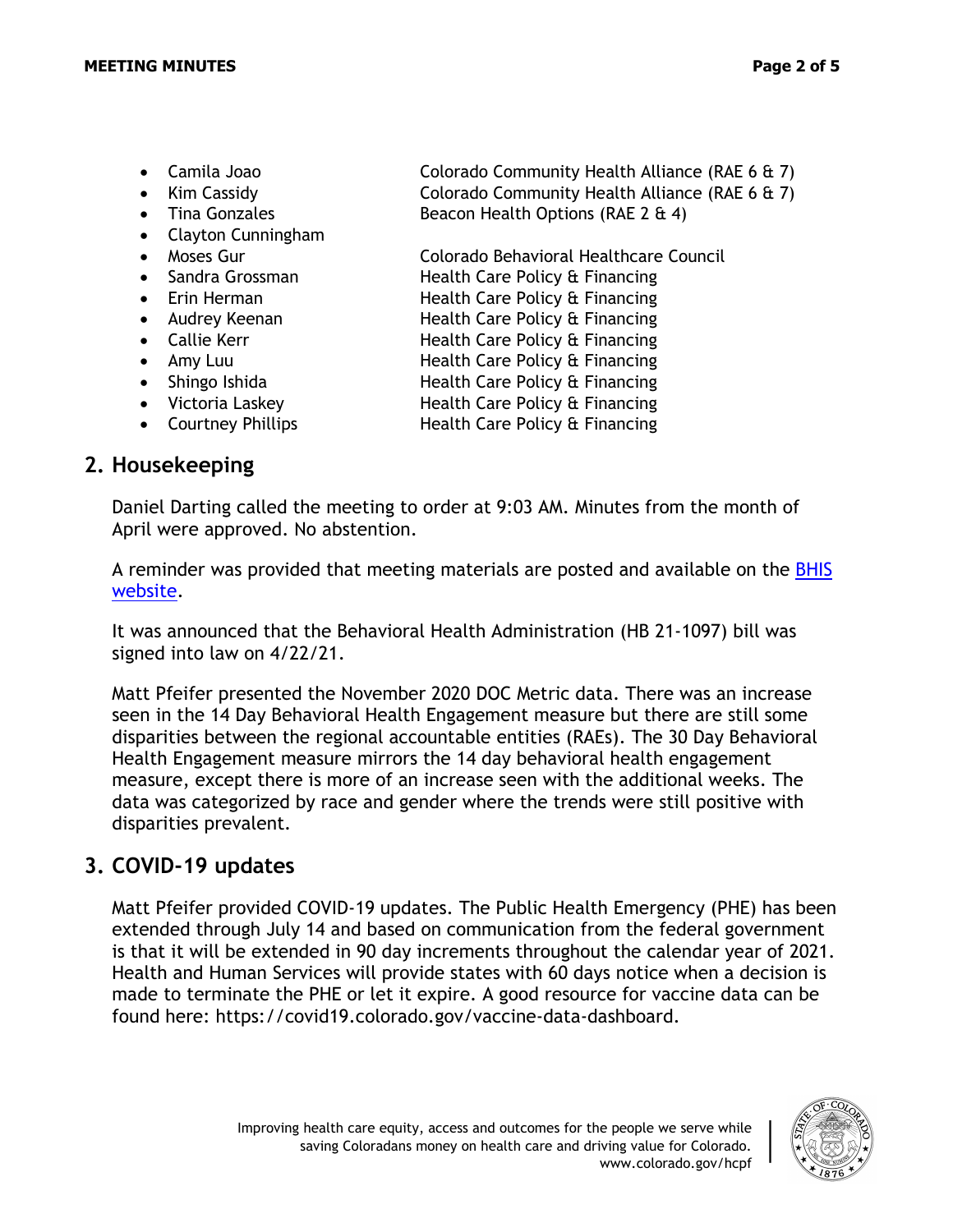- Camila Joao — Colorado Community Health Alliance (RAE 6 & 7)
- Kim Cassidy — Colorado Community Health Alliance (RAE 6 & 7)
- Tina Gonzales — Beacon Health Options (RAE 2 & 4)
- Clayton Cunningham
- Moses Gur — Colorado Behavioral Healthcare Council
- Sandra Grossman — Health Care Policy & Financing
- Erin Herman — Health Care Policy & Financing
- Audrey Keenan — Health Care Policy & Financing
- Callie Kerr — Health Care Policy & Financing
- Amy Luu — Health Care Policy & Financing
- Shingo Ishida — Health Care Policy & Financing
- Victoria Laskey — Health Care Policy & Financing
- Courtney Phillips — Health Care Policy & Financing

## 2. Housekeeping

Daniel Darting called the meeting to order at 9:03 AM. Minutes from the month of April were approved. No abstention.

A reminder was provided that meeting materials are posted and available on the BHIS website.

It was announced that the Behavioral Health Administration (HB 21-1097) bill was signed into law on 4/22/21.

Matt Pfeifer presented the November 2020 DOC Metric data. There was an increase seen in the 14 Day Behavioral Health Engagement measure but there are still some disparities between the regional accountable entities (RAEs). The 30 Day Behavioral Health Engagement measure mirrors the 14 day behavioral health engagement measure, except there is more of an increase seen with the additional weeks. The data was categorized by race and gender where the trends were still positive with disparities prevalent.

## 3. COVID-19 updates

Matt Pfeifer provided COVID-19 updates. The Public Health Emergency (PHE) has been extended through July 14 and based on communication from the federal government is that it will be extended in 90 day increments throughout the calendar year of 2021. Health and Human Services will provide states with 60 days notice when a decision is made to terminate the PHE or let it expire. A good resource for vaccine data can be found here: https://covid19.colorado.gov/vaccine-data-dashboard.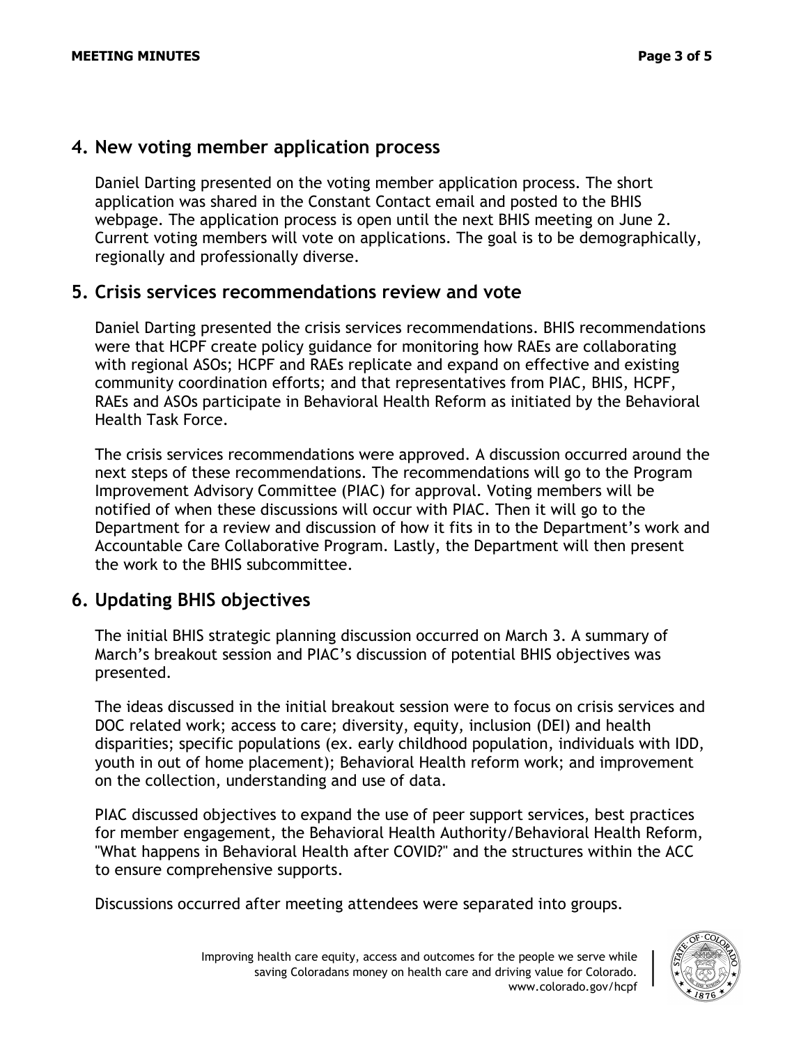## 4. New voting member application process

Daniel Darting presented on the voting member application process. The short application was shared in the Constant Contact email and posted to the BHIS webpage. The application process is open until the next BHIS meeting on June 2. Current voting members will vote on applications. The goal is to be demographically, regionally and professionally diverse.

## 5. Crisis services recommendations review and vote

Daniel Darting presented the crisis services recommendations. BHIS recommendations were that HCPF create policy guidance for monitoring how RAEs are collaborating with regional ASOs; HCPF and RAEs replicate and expand on effective and existing community coordination efforts; and that representatives from PIAC, BHIS, HCPF, RAEs and ASOs participate in Behavioral Health Reform as initiated by the Behavioral Health Task Force.

The crisis services recommendations were approved. A discussion occurred around the next steps of these recommendations. The recommendations will go to the Program Improvement Advisory Committee (PIAC) for approval. Voting members will be notified of when these discussions will occur with PIAC. Then it will go to the Department for a review and discussion of how it fits in to the Department's work and Accountable Care Collaborative Program. Lastly, the Department will then present the work to the BHIS subcommittee.

## 6. Updating BHIS objectives

The initial BHIS strategic planning discussion occurred on March 3. A summary of March's breakout session and PIAC's discussion of potential BHIS objectives was presented.

The ideas discussed in the initial breakout session were to focus on crisis services and DOC related work; access to care; diversity, equity, inclusion (DEI) and health disparities; specific populations (ex. early childhood population, individuals with IDD, youth in out of home placement); Behavioral Health reform work; and improvement on the collection, understanding and use of data.

PIAC discussed objectives to expand the use of peer support services, best practices for member engagement, the Behavioral Health Authority/Behavioral Health Reform, "What happens in Behavioral Health after COVID?" and the structures within the ACC to ensure comprehensive supports.

Discussions occurred after meeting attendees were separated into groups.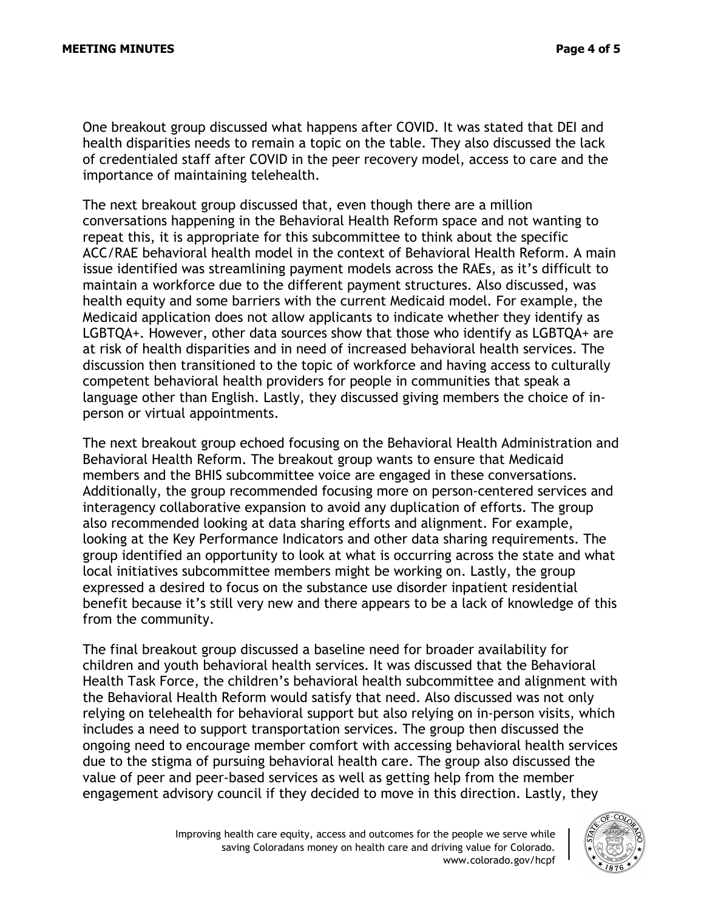One breakout group discussed what happens after COVID. It was stated that DEI and health disparities needs to remain a topic on the table. They also discussed the lack of credentialed staff after COVID in the peer recovery model, access to care and the importance of maintaining telehealth.

The next breakout group discussed that, even though there are a million conversations happening in the Behavioral Health Reform space and not wanting to repeat this, it is appropriate for this subcommittee to think about the specific ACC/RAE behavioral health model in the context of Behavioral Health Reform. A main issue identified was streamlining payment models across the RAEs, as it's difficult to maintain a workforce due to the different payment structures. Also discussed, was health equity and some barriers with the current Medicaid model. For example, the Medicaid application does not allow applicants to indicate whether they identify as LGBTQA+. However, other data sources show that those who identify as LGBTQA+ are at risk of health disparities and in need of increased behavioral health services. The discussion then transitioned to the topic of workforce and having access to culturally competent behavioral health providers for people in communities that speak a language other than English. Lastly, they discussed giving members the choice of in-person or virtual appointments.

The next breakout group echoed focusing on the Behavioral Health Administration and Behavioral Health Reform. The breakout group wants to ensure that Medicaid members and the BHIS subcommittee voice are engaged in these conversations. Additionally, the group recommended focusing more on person-centered services and interagency collaborative expansion to avoid any duplication of efforts. The group also recommended looking at data sharing efforts and alignment. For example, looking at the Key Performance Indicators and other data sharing requirements. The group identified an opportunity to look at what is occurring across the state and what local initiatives subcommittee members might be working on. Lastly, the group expressed a desired to focus on the substance use disorder inpatient residential benefit because it's still very new and there appears to be a lack of knowledge of this from the community.

The final breakout group discussed a baseline need for broader availability for children and youth behavioral health services. It was discussed that the Behavioral Health Task Force, the children's behavioral health subcommittee and alignment with the Behavioral Health Reform would satisfy that need. Also discussed was not only relying on telehealth for behavioral support but also relying on in-person visits, which includes a need to support transportation services. The group then discussed the ongoing need to encourage member comfort with accessing behavioral health services due to the stigma of pursuing behavioral health care. The group also discussed the value of peer and peer-based services as well as getting help from the member engagement advisory council if they decided to move in this direction. Lastly, they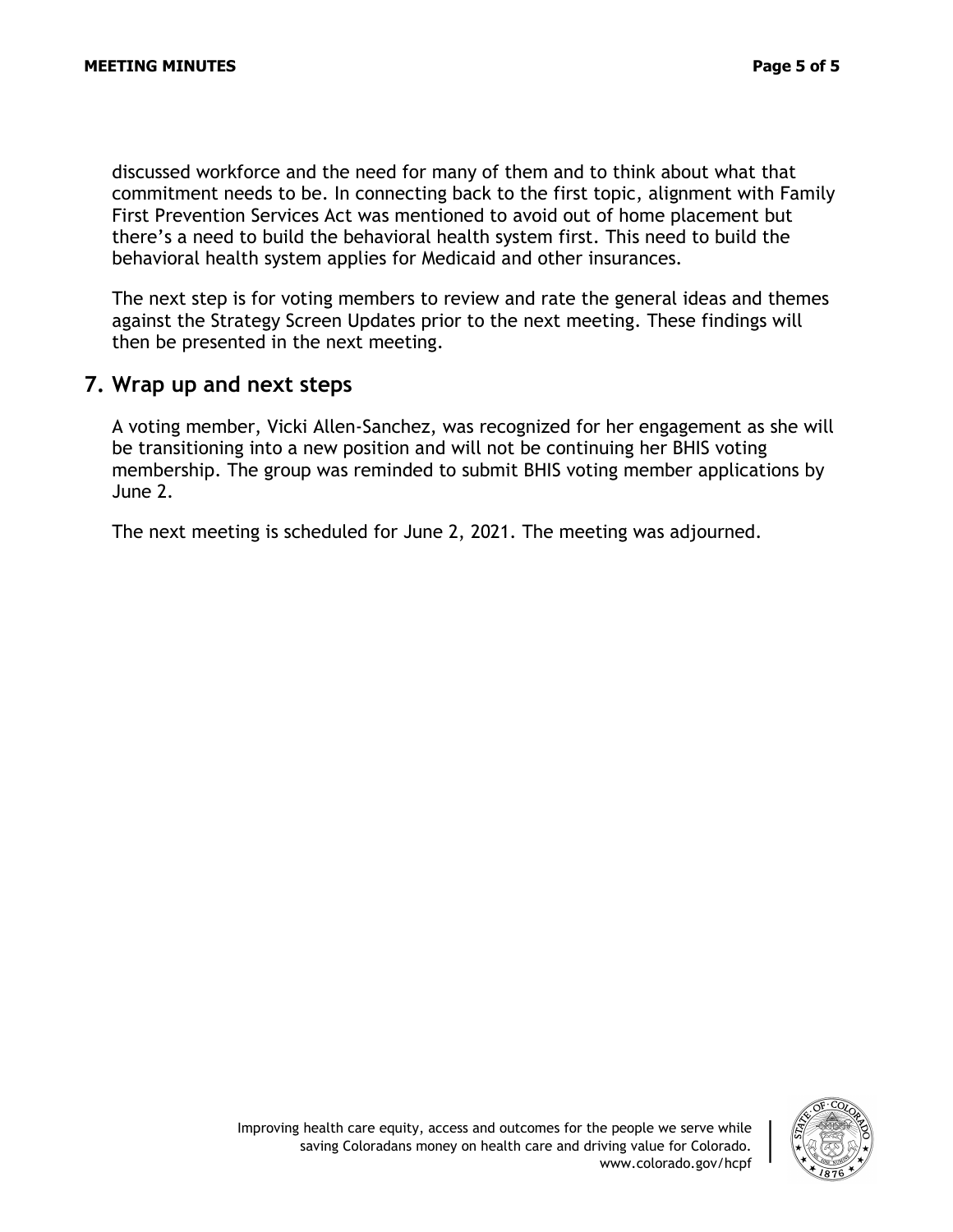discussed workforce and the need for many of them and to think about what that commitment needs to be. In connecting back to the first topic, alignment with Family First Prevention Services Act was mentioned to avoid out of home placement but there's a need to build the behavioral health system first. This need to build the behavioral health system applies for Medicaid and other insurances.

The next step is for voting members to review and rate the general ideas and themes against the Strategy Screen Updates prior to the next meeting. These findings will then be presented in the next meeting.

## 7. Wrap up and next steps

A voting member, Vicki Allen-Sanchez, was recognized for her engagement as she will be transitioning into a new position and will not be continuing her BHIS voting membership. The group was reminded to submit BHIS voting member applications by June 2.

The next meeting is scheduled for June 2, 2021. The meeting was adjourned.